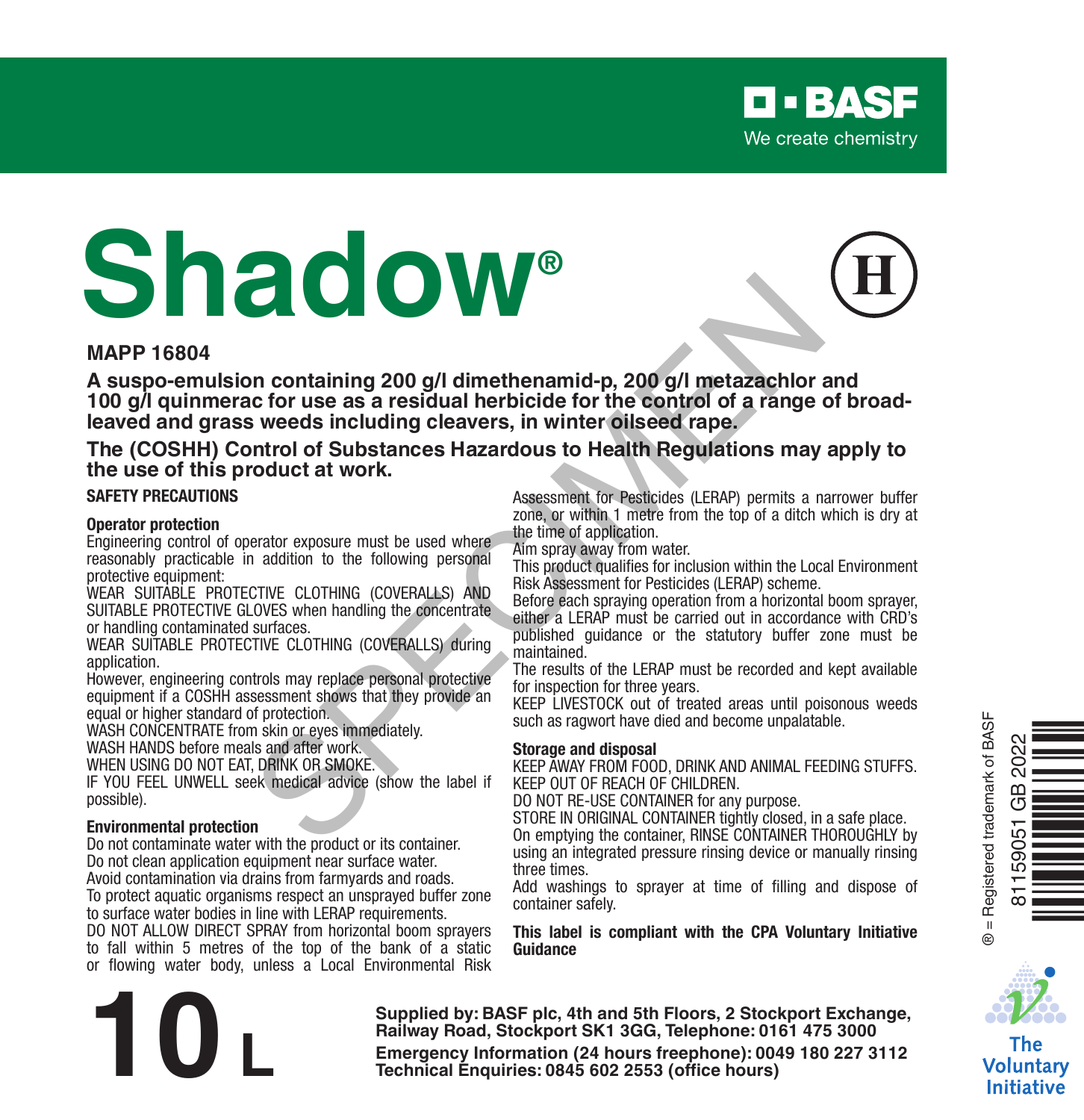BASF

We create chemistry

# Shadow®

(H)

**MAPP 16804**

**A suspo-emulsion containing 200 g/l dimethenamid-p, 200 g/l metazachlor and 100 g/l quinmerac for use as a residual herbicide for the control of a range of broad-leaved and grass weeds including cleavers, in winter oilseed rape.**

**The (COSHH) Control of Substances Hazardous to Health Regulations may apply to the use of this product at work.**

## SAFETY PRECAUTIONS

### Operator protection

Engineering control of operator exposure must be used where reasonably practicable in addition to the following personal protective equipment:

WEAR SUITABLE PROTECTIVE CLOTHING (COVERALLS) AND SUITABLE PROTECTIVE GLOVES when handling the concentrate or handling contaminated surfaces.

WEAR SUITABLE PROTECTIVE CLOTHING (COVERALLS) during application.

However, engineering controls may replace personal protective equipment if a COSHH assessment shows that they provide an equal or higher standard of protection.

WASH CONCENTRATE from skin or eyes immediately.

WASH HANDS before meals and after work.

WHEN USING DO NOT EAT, DRINK OR SMOKE.

IF YOU FEEL UNWELL seek medical advice (show the label if possible).

### Environmental protection

Do not contaminate water with the product or its container.

Do not clean application equipment near surface water.

Avoid contamination via drains from farmyards and roads.

To protect aquatic organisms respect an unsprayed buffer zone to surface water bodies in line with LERAP requirements.

DO NOT ALLOW DIRECT SPRAY from horizontal boom sprayers to fall within 5 metres of the top of the bank of a static or flowing water body, unless a Local Environmental Risk Assessment for Pesticides (LERAP) permits a narrower buffer zone, or within 1 metre from the top of a ditch which is dry at the time of application.

Aim spray away from water.

This product qualifies for inclusion within the Local Environment Risk Assessment for Pesticides (LERAP) scheme.

Before each spraying operation from a horizontal boom sprayer, either a LERAP must be carried out in accordance with CRD's published guidance or the statutory buffer zone must be maintained.

The results of the LERAP must be recorded and kept available for inspection for three years.

KEEP LIVESTOCK out of treated areas until poisonous weeds such as ragwort have died and become unpalatable.

### Storage and disposal

KEEP AWAY FROM FOOD, DRINK AND ANIMAL FEEDING STUFFS.

KEEP OUT OF REACH OF CHILDREN.

DO NOT RE-USE CONTAINER for any purpose.

STORE IN ORIGINAL CONTAINER tightly closed, in a safe place.

On emptying the container, RINSE CONTAINER THOROUGHLY by using an integrated pressure rinsing device or manually rinsing three times.

Add washings to sprayer at time of filling and dispose of container safely.

**This label is compliant with the CPA Voluntary Initiative Guidance**

® = Registered trademark of BASF

81159051 GB 2022

The Voluntary Initiative

# 10 L

**Supplied by: BASF plc, 4th and 5th Floors, 2 Stockport Exchange, Railway Road, Stockport SK1 3GG, Telephone: 0161 475 3000**

**Emergency Information (24 hours freephone): 0049 180 227 3112**

**Technical Enquiries: 0845 602 2553 (office hours)**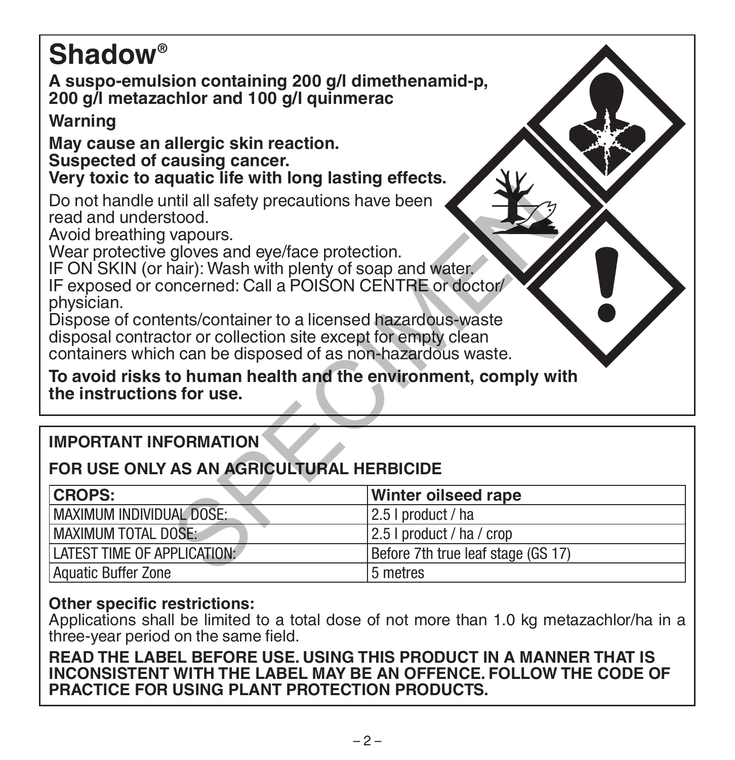# Shadow®

**A suspo-emulsion containing 200 g/l dimethenamid-p, 200 g/l metazachlor and 100 g/l quinmerac**

**Warning**

**May cause an allergic skin reaction.**
**Suspected of causing cancer.**
**Very toxic to aquatic life with long lasting effects.**

Do not handle until all safety precautions have been read and understood.
Avoid breathing vapours.
Wear protective gloves and eye/face protection.
IF ON SKIN (or hair): Wash with plenty of soap and water.
IF exposed or concerned: Call a POISON CENTRE or doctor/ physician.
Dispose of contents/container to a licensed hazardous-waste disposal contractor or collection site except for empty clean containers which can be disposed of as non-hazardous waste.

**To avoid risks to human health and the environment, comply with the instructions for use.**

## IMPORTANT INFORMATION

## FOR USE ONLY AS AN AGRICULTURAL HERBICIDE

| **CROPS:** | **Winter oilseed rape** |
|---|---|
| MAXIMUM INDIVIDUAL DOSE: | 2.5 l product / ha |
| MAXIMUM TOTAL DOSE: | 2.5 l product / ha / crop |
| LATEST TIME OF APPLICATION: | Before 7th true leaf stage (GS 17) |
| Aquatic Buffer Zone | 5 metres |

**Other specific restrictions:**
Applications shall be limited to a total dose of not more than 1.0 kg metazachlor/ha in a three-year period on the same field.

**READ THE LABEL BEFORE USE. USING THIS PRODUCT IN A MANNER THAT IS INCONSISTENT WITH THE LABEL MAY BE AN OFFENCE. FOLLOW THE CODE OF PRACTICE FOR USING PLANT PROTECTION PRODUCTS.**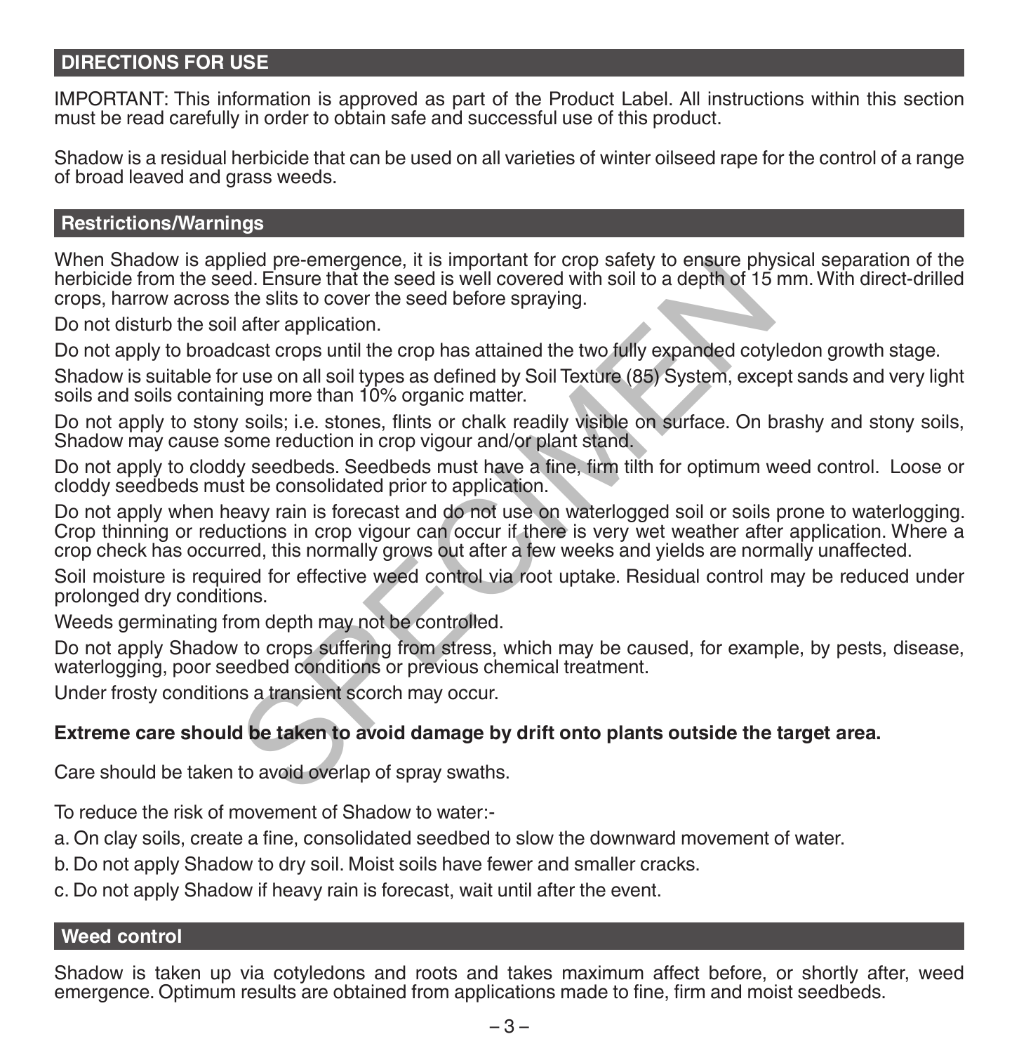## DIRECTIONS FOR USE

IMPORTANT: This information is approved as part of the Product Label. All instructions within this section must be read carefully in order to obtain safe and successful use of this product.

Shadow is a residual herbicide that can be used on all varieties of winter oilseed rape for the control of a range of broad leaved and grass weeds.

### Restrictions/Warnings

When Shadow is applied pre-emergence, it is important for crop safety to ensure physical separation of the herbicide from the seed. Ensure that the seed is well covered with soil to a depth of 15 mm. With direct-drilled crops, harrow across the slits to cover the seed before spraying.

Do not disturb the soil after application.

Do not apply to broadcast crops until the crop has attained the two fully expanded cotyledon growth stage.

Shadow is suitable for use on all soil types as defined by Soil Texture (85) System, except sands and very light soils and soils containing more than 10% organic matter.

Do not apply to stony soils; i.e. stones, flints or chalk readily visible on surface. On brashy and stony soils, Shadow may cause some reduction in crop vigour and/or plant stand.

Do not apply to cloddy seedbeds. Seedbeds must have a fine, firm tilth for optimum weed control. Loose or cloddy seedbeds must be consolidated prior to application.

Do not apply when heavy rain is forecast and do not use on waterlogged soil or soils prone to waterlogging. Crop thinning or reductions in crop vigour can occur if there is very wet weather after application. Where a crop check has occurred, this normally grows out after a few weeks and yields are normally unaffected.

Soil moisture is required for effective weed control via root uptake. Residual control may be reduced under prolonged dry conditions.

Weeds germinating from depth may not be controlled.

Do not apply Shadow to crops suffering from stress, which may be caused, for example, by pests, disease, waterlogging, poor seedbed conditions or previous chemical treatment.

Under frosty conditions a transient scorch may occur.

**Extreme care should be taken to avoid damage by drift onto plants outside the target area.**

Care should be taken to avoid overlap of spray swaths.

To reduce the risk of movement of Shadow to water:-

a. On clay soils, create a fine, consolidated seedbed to slow the downward movement of water.

b. Do not apply Shadow to dry soil. Moist soils have fewer and smaller cracks.

c. Do not apply Shadow if heavy rain is forecast, wait until after the event.

### Weed control

Shadow is taken up via cotyledons and roots and takes maximum affect before, or shortly after, weed emergence. Optimum results are obtained from applications made to fine, firm and moist seedbeds.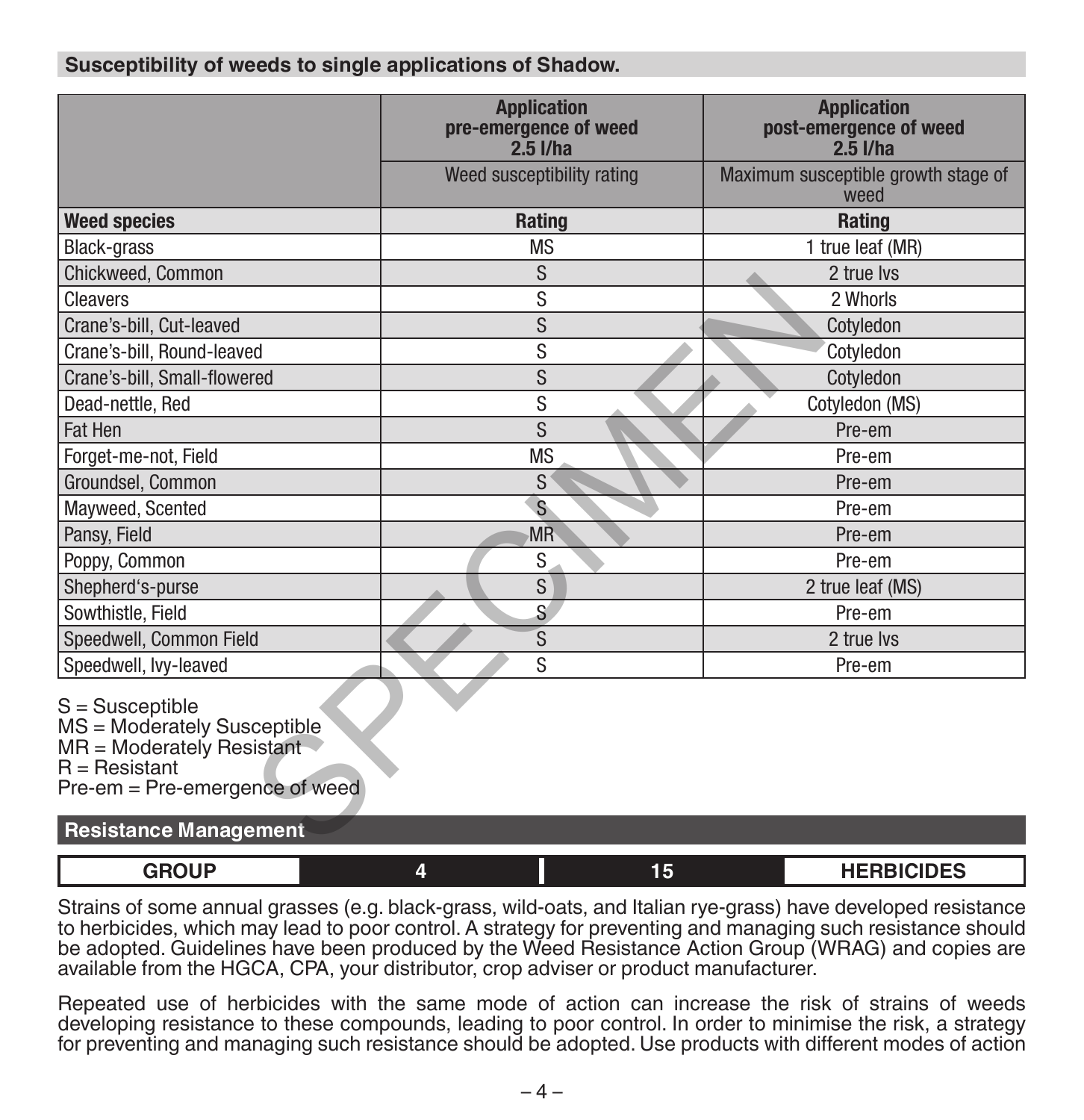## Susceptibility of weeds to single applications of Shadow.

| | Application pre-emergence of weed 2.5 l/ha | Application post-emergence of weed 2.5 l/ha |
|---|---|---|
| | Weed susceptibility rating | Maximum susceptible growth stage of weed |
| **Weed species** | **Rating** | **Rating** |
| Black-grass | MS | 1 true leaf (MR) |
| Chickweed, Common | S | 2 true lvs |
| Cleavers | S | 2 Whorls |
| Crane's-bill, Cut-leaved | S | Cotyledon |
| Crane's-bill, Round-leaved | S | Cotyledon |
| Crane's-bill, Small-flowered | S | Cotyledon |
| Dead-nettle, Red | S | Cotyledon (MS) |
| Fat Hen | S | Pre-em |
| Forget-me-not, Field | MS | Pre-em |
| Groundsel, Common | S | Pre-em |
| Mayweed, Scented | S | Pre-em |
| Pansy, Field | MR | Pre-em |
| Poppy, Common | S | Pre-em |
| Shepherd's-purse | S | 2 true leaf (MS) |
| Sowthistle, Field | S | Pre-em |
| Speedwell, Common Field | S | 2 true lvs |
| Speedwell, Ivy-leaved | S | Pre-em |

S = Susceptible
MS = Moderately Susceptible
MR = Moderately Resistant
R = Resistant
Pre-em = Pre-emergence of weed

## Resistance Management

| GROUP | 4 | 15 | HERBICIDES |
|---|---|---|---|

Strains of some annual grasses (e.g. black-grass, wild-oats, and Italian rye-grass) have developed resistance to herbicides, which may lead to poor control. A strategy for preventing and managing such resistance should be adopted. Guidelines have been produced by the Weed Resistance Action Group (WRAG) and copies are available from the HGCA, CPA, your distributor, crop adviser or product manufacturer.

Repeated use of herbicides with the same mode of action can increase the risk of strains of weeds developing resistance to these compounds, leading to poor control. In order to minimise the risk, a strategy for preventing and managing such resistance should be adopted. Use products with different modes of action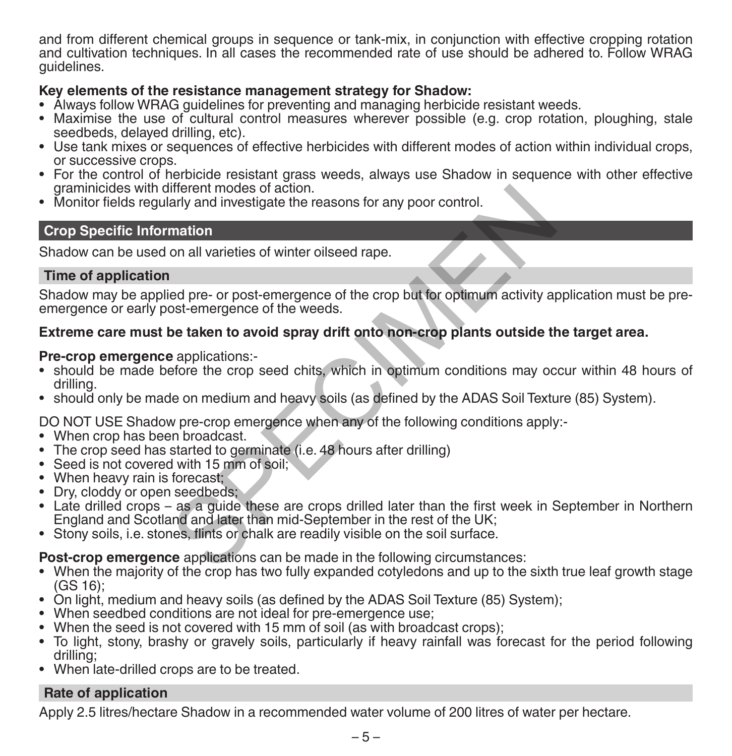and from different chemical groups in sequence or tank-mix, in conjunction with effective cropping rotation and cultivation techniques. In all cases the recommended rate of use should be adhered to. Follow WRAG guidelines.

**Key elements of the resistance management strategy for Shadow:**

- Always follow WRAG guidelines for preventing and managing herbicide resistant weeds.
- Maximise the use of cultural control measures wherever possible (e.g. crop rotation, ploughing, stale seedbeds, delayed drilling, etc).
- Use tank mixes or sequences of effective herbicides with different modes of action within individual crops, or successive crops.
- For the control of herbicide resistant grass weeds, always use Shadow in sequence with other effective graminicides with different modes of action.
- Monitor fields regularly and investigate the reasons for any poor control.

## Crop Specific Information

Shadow can be used on all varieties of winter oilseed rape.

### Time of application

Shadow may be applied pre- or post-emergence of the crop but for optimum activity application must be pre-emergence or early post-emergence of the weeds.

**Extreme care must be taken to avoid spray drift onto non-crop plants outside the target area.**

**Pre-crop emergence** applications:-

- should be made before the crop seed chits, which in optimum conditions may occur within 48 hours of drilling.
- should only be made on medium and heavy soils (as defined by the ADAS Soil Texture (85) System).

DO NOT USE Shadow pre-crop emergence when any of the following conditions apply:-

- When crop has been broadcast.
- The crop seed has started to germinate (i.e. 48 hours after drilling)
- Seed is not covered with 15 mm of soil;
- When heavy rain is forecast;
- Dry, cloddy or open seedbeds;
- Late drilled crops – as a guide these are crops drilled later than the first week in September in Northern England and Scotland and later than mid-September in the rest of the UK;
- Stony soils, i.e. stones, flints or chalk are readily visible on the soil surface.

**Post-crop emergence** applications can be made in the following circumstances:

- When the majority of the crop has two fully expanded cotyledons and up to the sixth true leaf growth stage (GS 16);
- On light, medium and heavy soils (as defined by the ADAS Soil Texture (85) System);
- When seedbed conditions are not ideal for pre-emergence use;
- When the seed is not covered with 15 mm of soil (as with broadcast crops);
- To light, stony, brashy or gravely soils, particularly if heavy rainfall was forecast for the period following drilling;
- When late-drilled crops are to be treated.

### Rate of application

Apply 2.5 litres/hectare Shadow in a recommended water volume of 200 litres of water per hectare.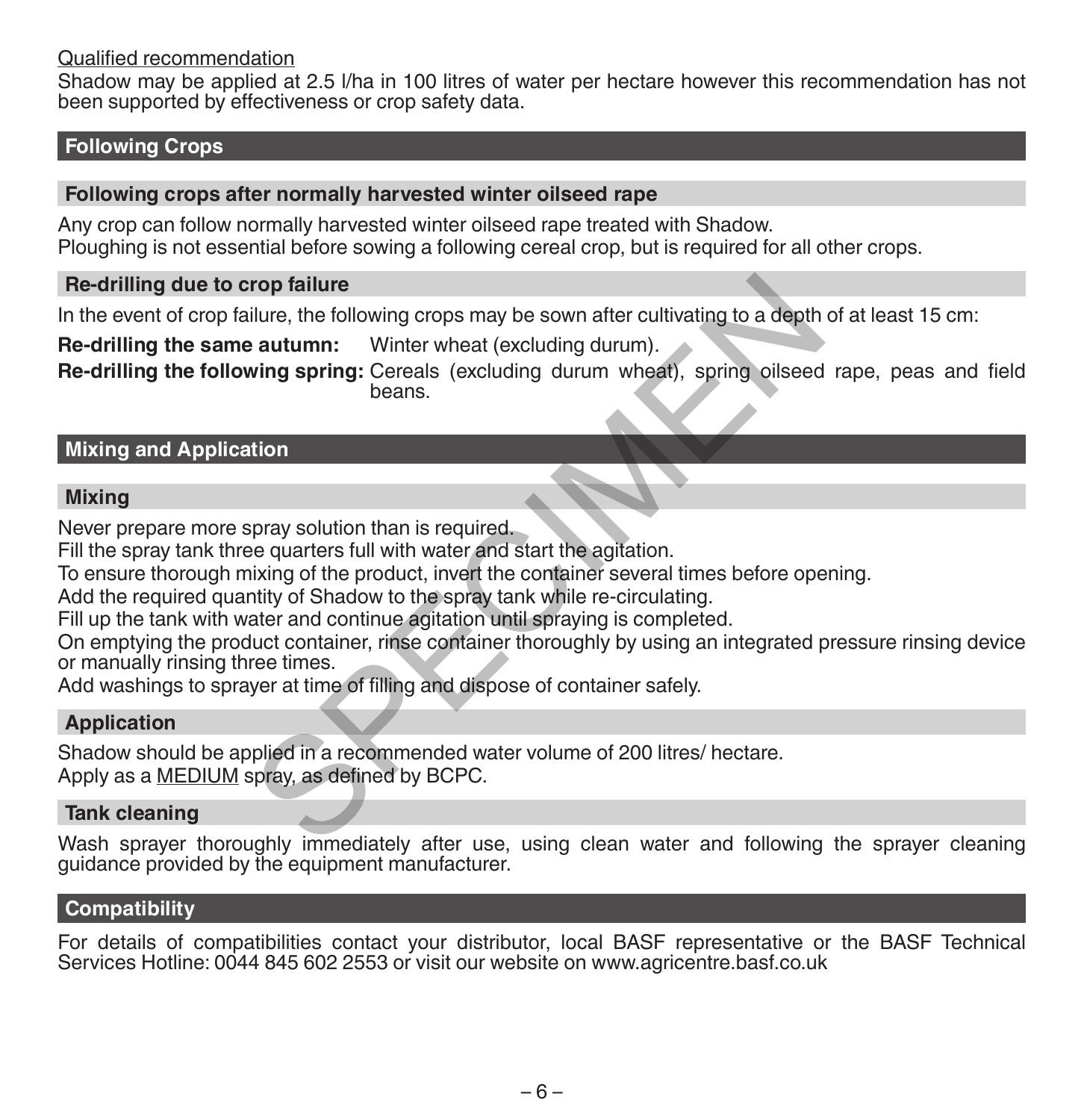Qualified recommendation

Shadow may be applied at 2.5 l/ha in 100 litres of water per hectare however this recommendation has not been supported by effectiveness or crop safety data.

## Following Crops

### Following crops after normally harvested winter oilseed rape

Any crop can follow normally harvested winter oilseed rape treated with Shadow.
Ploughing is not essential before sowing a following cereal crop, but is required for all other crops.

### Re-drilling due to crop failure

In the event of crop failure, the following crops may be sown after cultivating to a depth of at least 15 cm:

**Re-drilling the same autumn:** Winter wheat (excluding durum).

**Re-drilling the following spring:** Cereals (excluding durum wheat), spring oilseed rape, peas and field beans.

## Mixing and Application

### Mixing

Never prepare more spray solution than is required.
Fill the spray tank three quarters full with water and start the agitation.
To ensure thorough mixing of the product, invert the container several times before opening.
Add the required quantity of Shadow to the spray tank while re-circulating.
Fill up the tank with water and continue agitation until spraying is completed.
On emptying the product container, rinse container thoroughly by using an integrated pressure rinsing device or manually rinsing three times.
Add washings to sprayer at time of filling and dispose of container safely.

### Application

Shadow should be applied in a recommended water volume of 200 litres/ hectare.
Apply as a MEDIUM spray, as defined by BCPC.

### Tank cleaning

Wash sprayer thoroughly immediately after use, using clean water and following the sprayer cleaning guidance provided by the equipment manufacturer.

## Compatibility

For details of compatibilities contact your distributor, local BASF representative or the BASF Technical Services Hotline: 0044 845 602 2553 or visit our website on www.agricentre.basf.co.uk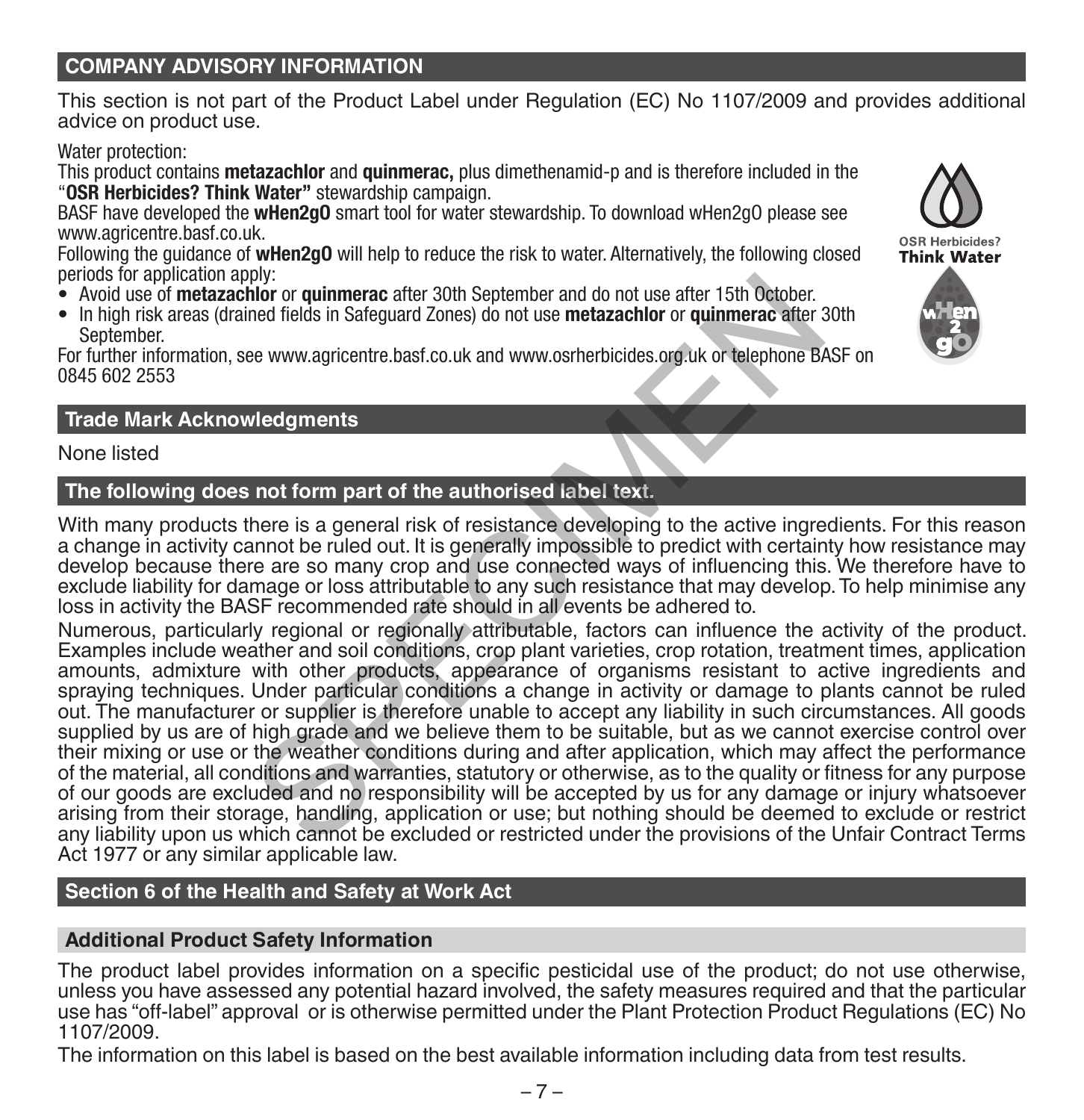## COMPANY ADVISORY INFORMATION

This section is not part of the Product Label under Regulation (EC) No 1107/2009 and provides additional advice on product use.

Water protection:
This product contains **metazachlor** and **quinmerac,** plus dimethenamid-p and is therefore included in the "**OSR Herbicides? Think Water"** stewardship campaign.
BASF have developed the **wHen2gO** smart tool for water stewardship. To download wHen2gO please see www.agricentre.basf.co.uk.
Following the guidance of **wHen2gO** will help to reduce the risk to water. Alternatively, the following closed periods for application apply:

- Avoid use of **metazachlor** or **quinmerac** after 30th September and do not use after 15th October.
- In high risk areas (drained fields in Safeguard Zones) do not use **metazachlor** or **quinmerac** after 30th September.

For further information, see www.agricentre.basf.co.uk and www.osrherbicides.org.uk or telephone BASF on 0845 602 2553

OSR Herbicides? Think Water

## Trade Mark Acknowledgments

None listed

## The following does not form part of the authorised label text.

With many products there is a general risk of resistance developing to the active ingredients. For this reason a change in activity cannot be ruled out. It is generally impossible to predict with certainty how resistance may develop because there are so many crop and use connected ways of influencing this. We therefore have to exclude liability for damage or loss attributable to any such resistance that may develop. To help minimise any loss in activity the BASF recommended rate should in all events be adhered to.

Numerous, particularly regional or regionally attributable, factors can influence the activity of the product. Examples include weather and soil conditions, crop plant varieties, crop rotation, treatment times, application amounts, admixture with other products, appearance of organisms resistant to active ingredients and spraying techniques. Under particular conditions a change in activity or damage to plants cannot be ruled out. The manufacturer or supplier is therefore unable to accept any liability in such circumstances. All goods supplied by us are of high grade and we believe them to be suitable, but as we cannot exercise control over their mixing or use or the weather conditions during and after application, which may affect the performance of the material, all conditions and warranties, statutory or otherwise, as to the quality or fitness for any purpose of our goods are excluded and no responsibility will be accepted by us for any damage or injury whatsoever arising from their storage, handling, application or use; but nothing should be deemed to exclude or restrict any liability upon us which cannot be excluded or restricted under the provisions of the Unfair Contract Terms Act 1977 or any similar applicable law.

## Section 6 of the Health and Safety at Work Act

### Additional Product Safety Information

The product label provides information on a specific pesticidal use of the product; do not use otherwise, unless you have assessed any potential hazard involved, the safety measures required and that the particular use has "off-label" approval or is otherwise permitted under the Plant Protection Product Regulations (EC) No 1107/2009.

The information on this label is based on the best available information including data from test results.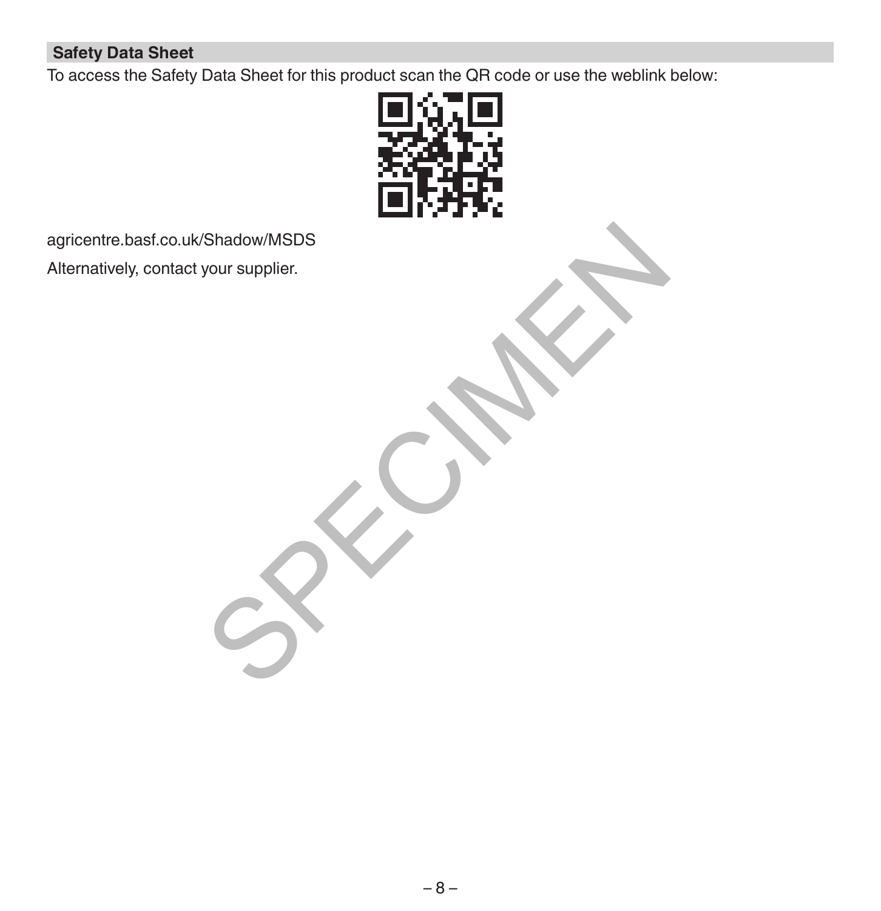## Safety Data Sheet

To access the Safety Data Sheet for this product scan the QR code or use the weblink below:

agricentre.basf.co.uk/Shadow/MSDS

Alternatively, contact your supplier.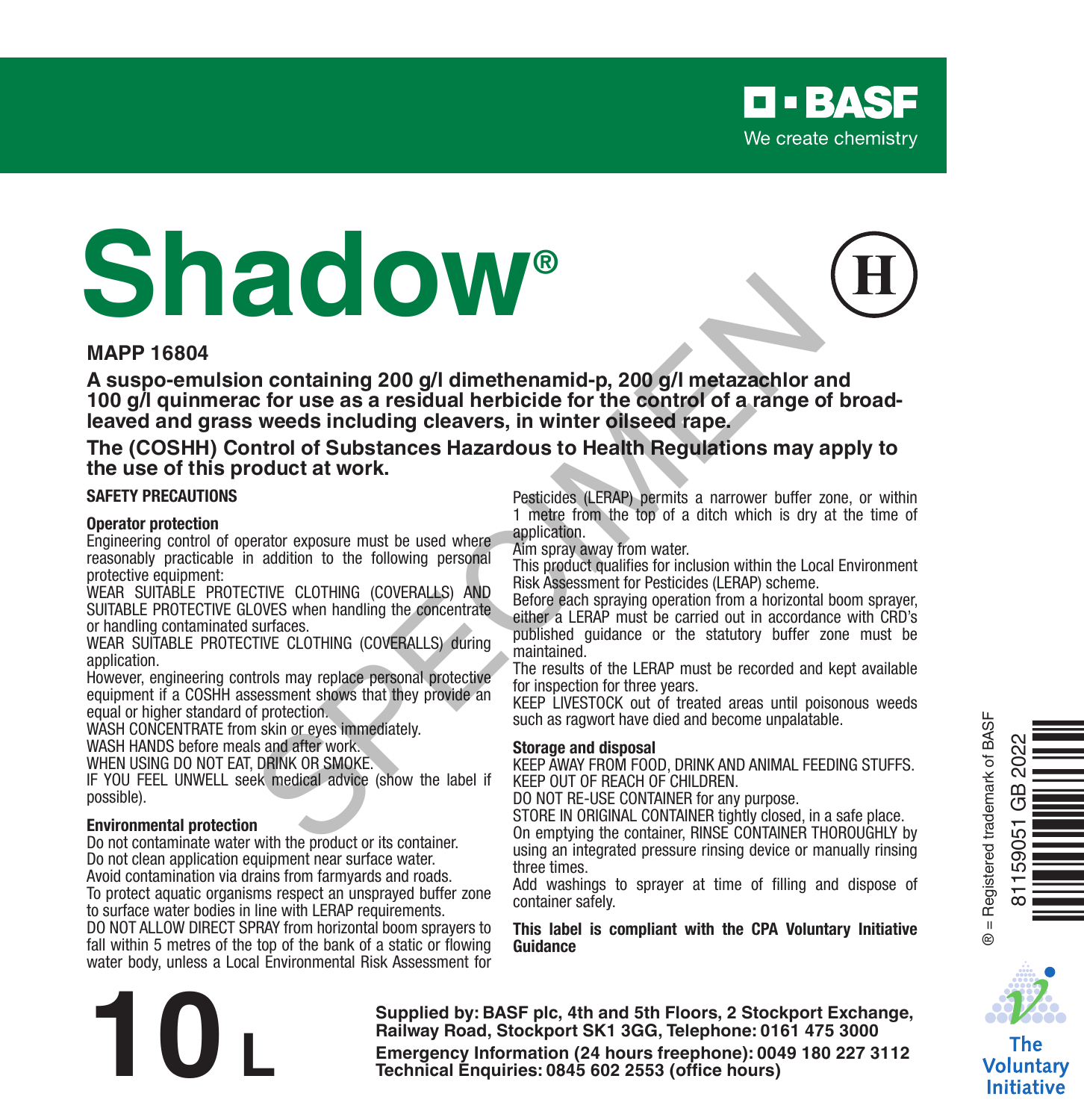BASF

We create chemistry

# Shadow®

(H)

**MAPP 16804**

**A suspo-emulsion containing 200 g/l dimethenamid-p, 200 g/l metazachlor and 100 g/l quinmerac for use as a residual herbicide for the control of a range of broad-leaved and grass weeds including cleavers, in winter oilseed rape.**

**The (COSHH) Control of Substances Hazardous to Health Regulations may apply to the use of this product at work.**

SPECIMEN

## SAFETY PRECAUTIONS

### Operator protection

Engineering control of operator exposure must be used where reasonably practicable in addition to the following personal protective equipment:

WEAR SUITABLE PROTECTIVE CLOTHING (COVERALLS) AND SUITABLE PROTECTIVE GLOVES when handling the concentrate or handling contaminated surfaces.

WEAR SUITABLE PROTECTIVE CLOTHING (COVERALLS) during application.

However, engineering controls may replace personal protective equipment if a COSHH assessment shows that they provide an equal or higher standard of protection.

WASH CONCENTRATE from skin or eyes immediately.

WASH HANDS before meals and after work.

WHEN USING DO NOT EAT, DRINK OR SMOKE.

IF YOU FEEL UNWELL seek medical advice (show the label if possible).

### Environmental protection

Do not contaminate water with the product or its container.

Do not clean application equipment near surface water.

Avoid contamination via drains from farmyards and roads.

To protect aquatic organisms respect an unsprayed buffer zone to surface water bodies in line with LERAP requirements.

DO NOT ALLOW DIRECT SPRAY from horizontal boom sprayers to fall within 5 metres of the top of the bank of a static or flowing water body, unless a Local Environmental Risk Assessment for Pesticides (LERAP) permits a narrower buffer zone, or within 1 metre from the top of a ditch which is dry at the time of application.

Aim spray away from water.

This product qualifies for inclusion within the Local Environment Risk Assessment for Pesticides (LERAP) scheme.

Before each spraying operation from a horizontal boom sprayer, either a LERAP must be carried out in accordance with CRD's published guidance or the statutory buffer zone must be maintained.

The results of the LERAP must be recorded and kept available for inspection for three years.

KEEP LIVESTOCK out of treated areas until poisonous weeds such as ragwort have died and become unpalatable.

### Storage and disposal

KEEP AWAY FROM FOOD, DRINK AND ANIMAL FEEDING STUFFS.

KEEP OUT OF REACH OF CHILDREN.

DO NOT RE-USE CONTAINER for any purpose.

STORE IN ORIGINAL CONTAINER tightly closed, in a safe place.

On emptying the container, RINSE CONTAINER THOROUGHLY by using an integrated pressure rinsing device or manually rinsing three times.

Add washings to sprayer at time of filling and dispose of container safely.

**This label is compliant with the CPA Voluntary Initiative Guidance**

® = Registered trademark of BASF

81159051 GB 2022

# 10 L

**Supplied by: BASF plc, 4th and 5th Floors, 2 Stockport Exchange, Railway Road, Stockport SK1 3GG, Telephone: 0161 475 3000**

**Emergency Information (24 hours freephone): 0049 180 227 3112**

**Technical Enquiries: 0845 602 2553 (office hours)**

The Voluntary Initiative